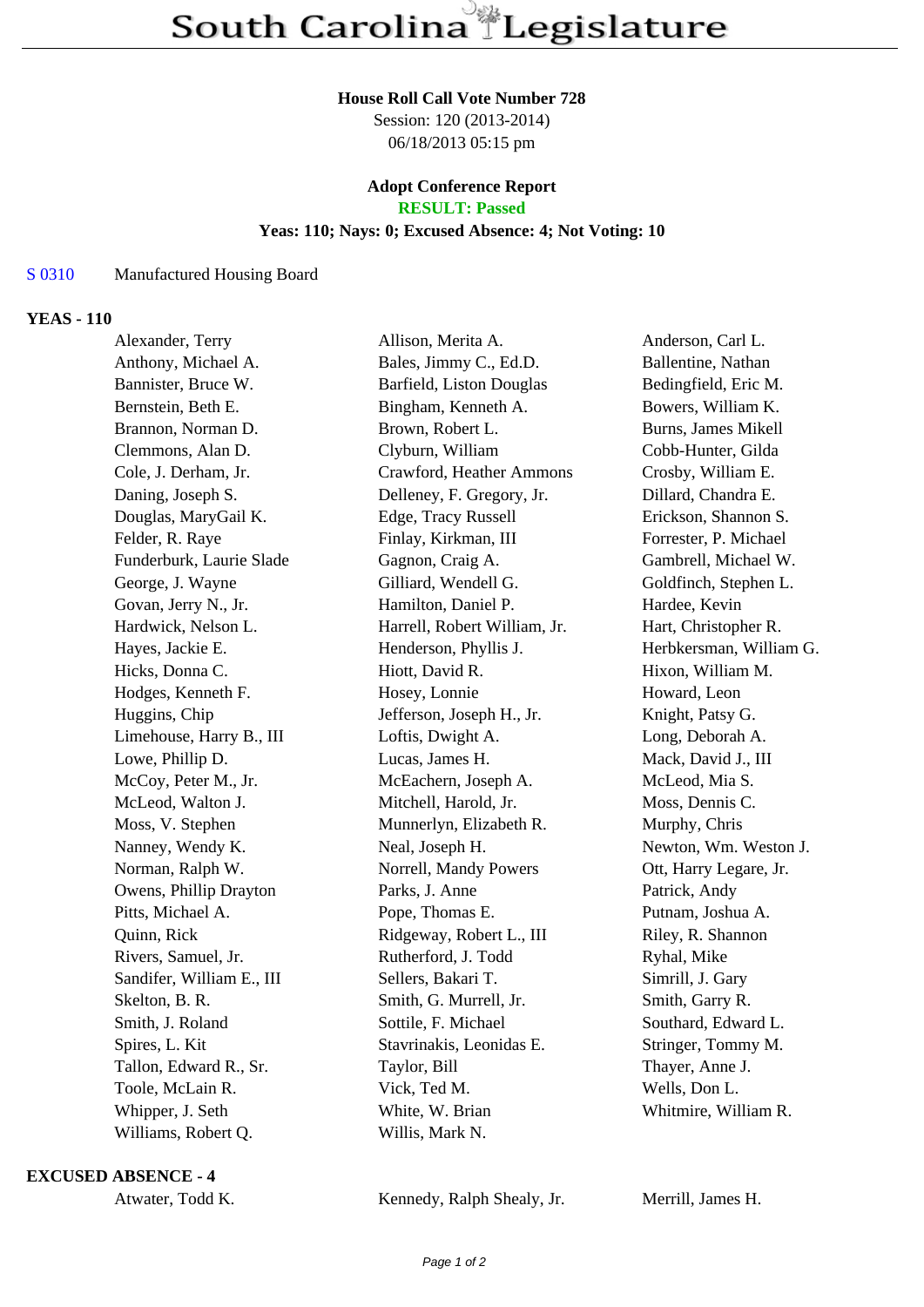# South Carolina Legislature

**House Roll Call Vote Number 728**
Session: 120 (2013-2014)
06/18/2013 05:15 pm

**Adopt Conference Report**
**RESULT: Passed**
**Yeas: 110; Nays: 0; Excused Absence: 4; Not Voting: 10**

S 0310 Manufactured Housing Board

## YEAS - 110

| | | |
|---|---|---|
| Alexander, Terry | Allison, Merita A. | Anderson, Carl L. |
| Anthony, Michael A. | Bales, Jimmy C., Ed.D. | Ballentine, Nathan |
| Bannister, Bruce W. | Barfield, Liston Douglas | Bedingfield, Eric M. |
| Bernstein, Beth E. | Bingham, Kenneth A. | Bowers, William K. |
| Brannon, Norman D. | Brown, Robert L. | Burns, James Mikell |
| Clemmons, Alan D. | Clyburn, William | Cobb-Hunter, Gilda |
| Cole, J. Derham, Jr. | Crawford, Heather Ammons | Crosby, William E. |
| Daning, Joseph S. | Delleney, F. Gregory, Jr. | Dillard, Chandra E. |
| Douglas, MaryGail K. | Edge, Tracy Russell | Erickson, Shannon S. |
| Felder, R. Raye | Finlay, Kirkman, III | Forrester, P. Michael |
| Funderburk, Laurie Slade | Gagnon, Craig A. | Gambrell, Michael W. |
| George, J. Wayne | Gilliard, Wendell G. | Goldfinch, Stephen L. |
| Govan, Jerry N., Jr. | Hamilton, Daniel P. | Hardee, Kevin |
| Hardwick, Nelson L. | Harrell, Robert William, Jr. | Hart, Christopher R. |
| Hayes, Jackie E. | Henderson, Phyllis J. | Herbkersman, William G. |
| Hicks, Donna C. | Hiott, David R. | Hixon, William M. |
| Hodges, Kenneth F. | Hosey, Lonnie | Howard, Leon |
| Huggins, Chip | Jefferson, Joseph H., Jr. | Knight, Patsy G. |
| Limehouse, Harry B., III | Loftis, Dwight A. | Long, Deborah A. |
| Lowe, Phillip D. | Lucas, James H. | Mack, David J., III |
| McCoy, Peter M., Jr. | McEachern, Joseph A. | McLeod, Mia S. |
| McLeod, Walton J. | Mitchell, Harold, Jr. | Moss, Dennis C. |
| Moss, V. Stephen | Munnerlyn, Elizabeth R. | Murphy, Chris |
| Nanney, Wendy K. | Neal, Joseph H. | Newton, Wm. Weston J. |
| Norman, Ralph W. | Norrell, Mandy Powers | Ott, Harry Legare, Jr. |
| Owens, Phillip Drayton | Parks, J. Anne | Patrick, Andy |
| Pitts, Michael A. | Pope, Thomas E. | Putnam, Joshua A. |
| Quinn, Rick | Ridgeway, Robert L., III | Riley, R. Shannon |
| Rivers, Samuel, Jr. | Rutherford, J. Todd | Ryhal, Mike |
| Sandifer, William E., III | Sellers, Bakari T. | Simrill, J. Gary |
| Skelton, B. R. | Smith, G. Murrell, Jr. | Smith, Garry R. |
| Smith, J. Roland | Sottile, F. Michael | Southard, Edward L. |
| Spires, L. Kit | Stavrinakis, Leonidas E. | Stringer, Tommy M. |
| Tallon, Edward R., Sr. | Taylor, Bill | Thayer, Anne J. |
| Toole, McLain R. | Vick, Ted M. | Wells, Don L. |
| Whipper, J. Seth | White, W. Brian | Whitmire, William R. |
| Williams, Robert Q. | Willis, Mark N. | |

## EXCUSED ABSENCE - 4

| | | |
|---|---|---|
| Atwater, Todd K. | Kennedy, Ralph Shealy, Jr. | Merrill, James H. |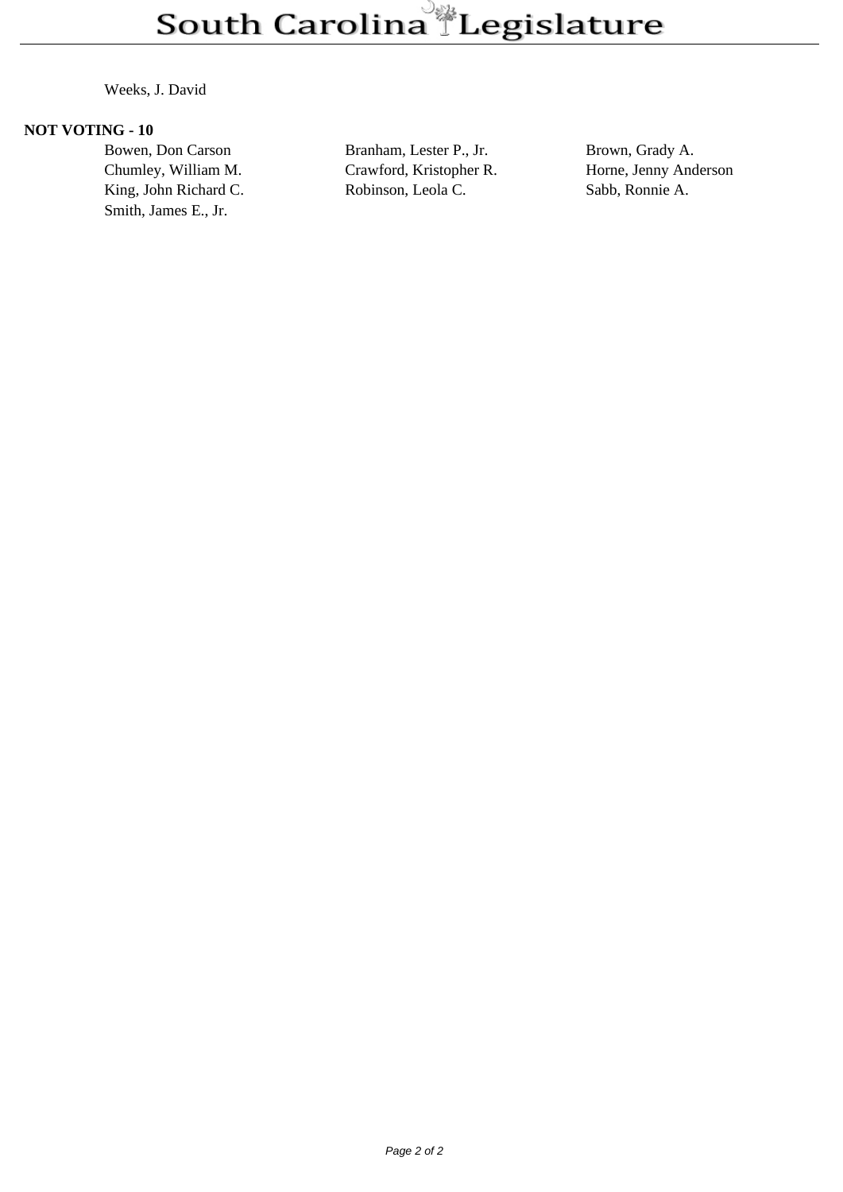Weeks, J. David

**NOT VOTING - 10**

Bowen, Don Carson
Branham, Lester P., Jr.
Brown, Grady A.
Chumley, William M.
Crawford, Kristopher R.
Horne, Jenny Anderson
King, John Richard C.
Robinson, Leola C.
Sabb, Ronnie A.
Smith, James E., Jr.